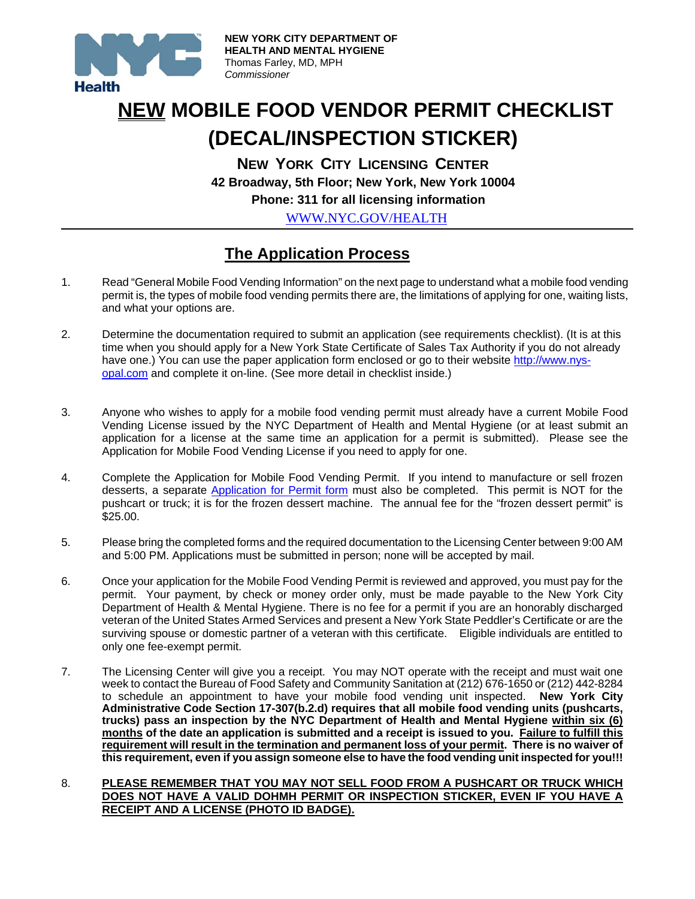NEW YORK CITY DEPARTMENT OF HEALTH AND MENTAL HYGIENE
Thomas Farley, MD, MPH
*Commissioner*

# NEW MOBILE FOOD VENDOR PERMIT CHECKLIST (DECAL/INSPECTION STICKER)

**NEW YORK CITY LICENSING CENTER**
**42 Broadway, 5th Floor; New York, New York 10004**
**Phone: 311 for all licensing information**
WWW.NYC.GOV/HEALTH

## The Application Process

1. Read "General Mobile Food Vending Information" on the next page to understand what a mobile food vending permit is, the types of mobile food vending permits there are, the limitations of applying for one, waiting lists, and what your options are.

2. Determine the documentation required to submit an application (see requirements checklist). (It is at this time when you should apply for a New York State Certificate of Sales Tax Authority if you do not already have one.) You can use the paper application form enclosed or go to their website http://www.nys-opal.com and complete it on-line. (See more detail in checklist inside.)

3. Anyone who wishes to apply for a mobile food vending permit must already have a current Mobile Food Vending License issued by the NYC Department of Health and Mental Hygiene (or at least submit an application for a license at the same time an application for a permit is submitted). Please see the Application for Mobile Food Vending License if you need to apply for one.

4. Complete the Application for Mobile Food Vending Permit. If you intend to manufacture or sell frozen desserts, a separate Application for Permit form must also be completed. This permit is NOT for the pushcart or truck; it is for the frozen dessert machine. The annual fee for the "frozen dessert permit" is $25.00.

5. Please bring the completed forms and the required documentation to the Licensing Center between 9:00 AM and 5:00 PM. Applications must be submitted in person; none will be accepted by mail.

6. Once your application for the Mobile Food Vending Permit is reviewed and approved, you must pay for the permit. Your payment, by check or money order only, must be made payable to the New York City Department of Health & Mental Hygiene. There is no fee for a permit if you are an honorably discharged veteran of the United States Armed Services and present a New York State Peddler's Certificate or are the surviving spouse or domestic partner of a veteran with this certificate. Eligible individuals are entitled to only one fee-exempt permit.

7. The Licensing Center will give you a receipt. You may NOT operate with the receipt and must wait one week to contact the Bureau of Food Safety and Community Sanitation at (212) 676-1650 or (212) 442-8284 to schedule an appointment to have your mobile food vending unit inspected. **New York City Administrative Code Section 17-307(b.2.d) requires that all mobile food vending units (pushcarts, trucks) pass an inspection by the NYC Department of Health and Mental Hygiene <u>within six (6) months</u> of the date an application is submitted and a receipt is issued to you. <u>Failure to fulfill this requirement will result in the termination and permanent loss of your permit</u>. There is no waiver of this requirement, even if you assign someone else to have the food vending unit inspected for you!!!**

8. **<u>PLEASE REMEMBER THAT YOU MAY NOT SELL FOOD FROM A PUSHCART OR TRUCK WHICH DOES NOT HAVE A VALID DOHMH PERMIT OR INSPECTION STICKER, EVEN IF YOU HAVE A RECEIPT AND A LICENSE (PHOTO ID BADGE).</u>**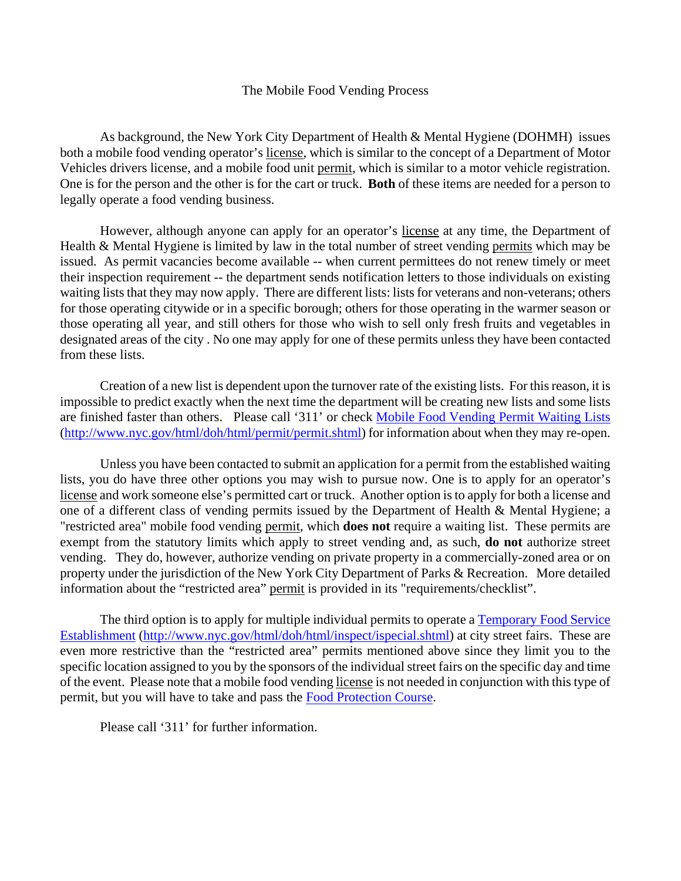# The Mobile Food Vending Process

As background, the New York City Department of Health & Mental Hygiene (DOHMH) issues both a mobile food vending operator's license, which is similar to the concept of a Department of Motor Vehicles drivers license, and a mobile food unit permit, which is similar to a motor vehicle registration. One is for the person and the other is for the cart or truck. **Both** of these items are needed for a person to legally operate a food vending business.

However, although anyone can apply for an operator's license at any time, the Department of Health & Mental Hygiene is limited by law in the total number of street vending permits which may be issued. As permit vacancies become available -- when current permittees do not renew timely or meet their inspection requirement -- the department sends notification letters to those individuals on existing waiting lists that they may now apply. There are different lists: lists for veterans and non-veterans; others for those operating citywide or in a specific borough; others for those operating in the warmer season or those operating all year, and still others for those who wish to sell only fresh fruits and vegetables in designated areas of the city . No one may apply for one of these permits unless they have been contacted from these lists.

Creation of a new list is dependent upon the turnover rate of the existing lists. For this reason, it is impossible to predict exactly when the next time the department will be creating new lists and some lists are finished faster than others. Please call '311' or check [Mobile Food Vending Permit Waiting Lists](http://www.nyc.gov/html/doh/html/permit/permit.shtml) (http://www.nyc.gov/html/doh/html/permit/permit.shtml) for information about when they may re-open.

Unless you have been contacted to submit an application for a permit from the established waiting lists, you do have three other options you may wish to pursue now. One is to apply for an operator's license and work someone else's permitted cart or truck. Another option is to apply for both a license and one of a different class of vending permits issued by the Department of Health & Mental Hygiene; a "restricted area" mobile food vending permit, which **does not** require a waiting list. These permits are exempt from the statutory limits which apply to street vending and, as such, **do not** authorize street vending. They do, however, authorize vending on private property in a commercially-zoned area or on property under the jurisdiction of the New York City Department of Parks & Recreation. More detailed information about the "restricted area" permit is provided in its "requirements/checklist".

The third option is to apply for multiple individual permits to operate a [Temporary Food Service Establishment](http://www.nyc.gov/html/doh/html/inspect/ispecial.shtml) (http://www.nyc.gov/html/doh/html/inspect/ispecial.shtml) at city street fairs. These are even more restrictive than the "restricted area" permits mentioned above since they limit you to the specific location assigned to you by the sponsors of the individual street fairs on the specific day and time of the event. Please note that a mobile food vending license is not needed in conjunction with this type of permit, but you will have to take and pass the Food Protection Course.

Please call '311' for further information.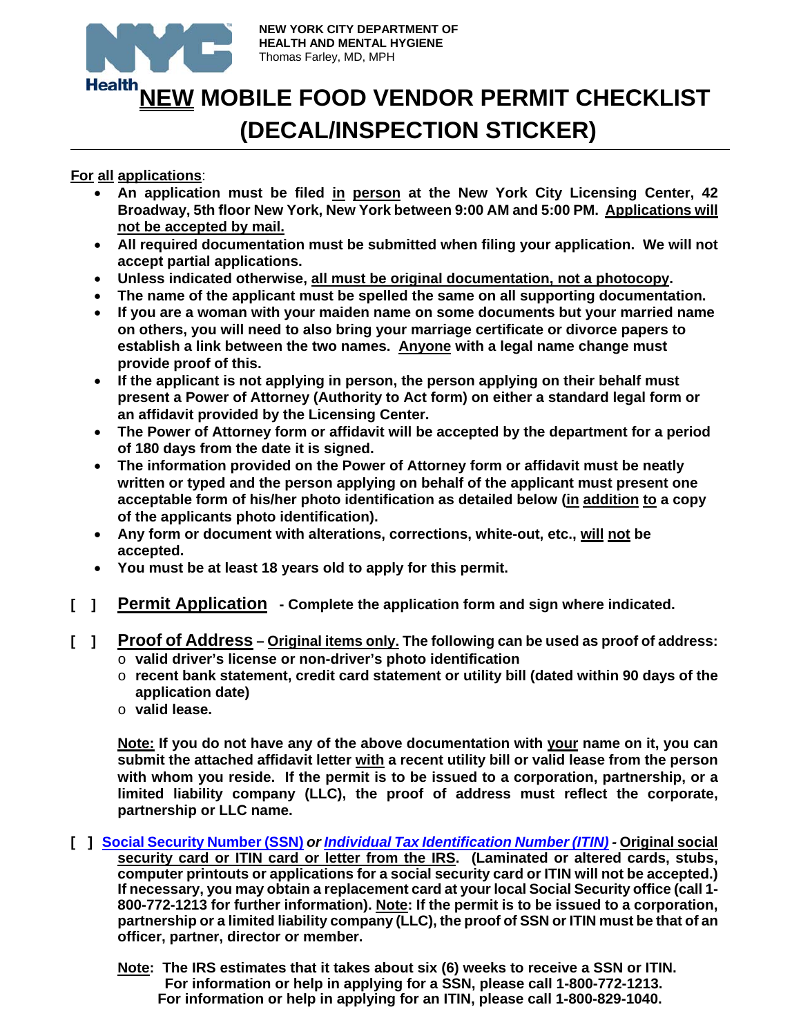NEW YORK CITY DEPARTMENT OF HEALTH AND MENTAL HYGIENE
Thomas Farley, MD, MPH

# NEW MOBILE FOOD VENDOR PERMIT CHECKLIST (DECAL/INSPECTION STICKER)

**For all applications**:

- **An application must be filed in person at the New York City Licensing Center, 42 Broadway, 5th floor New York, New York between 9:00 AM and 5:00 PM. Applications will not be accepted by mail.**
- **All required documentation must be submitted when filing your application. We will not accept partial applications.**
- **Unless indicated otherwise, all must be original documentation, not a photocopy.**
- **The name of the applicant must be spelled the same on all supporting documentation.**
- **If you are a woman with your maiden name on some documents but your married name on others, you will need to also bring your marriage certificate or divorce papers to establish a link between the two names. Anyone with a legal name change must provide proof of this.**
- **If the applicant is not applying in person, the person applying on their behalf must present a Power of Attorney (Authority to Act form) on either a standard legal form or an affidavit provided by the Licensing Center.**
- **The Power of Attorney form or affidavit will be accepted by the department for a period of 180 days from the date it is signed.**
- **The information provided on the Power of Attorney form or affidavit must be neatly written or typed and the person applying on behalf of the applicant must present one acceptable form of his/her photo identification as detailed below (in addition to a copy of the applicants photo identification).**
- **Any form or document with alterations, corrections, white-out, etc., will not be accepted.**
- **You must be at least 18 years old to apply for this permit.**

[ ] **Permit Application** **- Complete the application form and sign where indicated.**

[ ] **Proof of Address** **– Original items only. The following can be used as proof of address:**

- **valid driver's license or non-driver's photo identification**
- **recent bank statement, credit card statement or utility bill (dated within 90 days of the application date)**
- **valid lease.**

**Note: If you do not have any of the above documentation with your name on it, you can submit the attached affidavit letter with a recent utility bill or valid lease from the person with whom you reside. If the permit is to be issued to a corporation, partnership, or a limited liability company (LLC), the proof of address must reflect the corporate, partnership or LLC name.**

[ ] **Social Security Number (SSN)** ***or Individual Tax Identification Number (ITIN)*** **- Original social security card or ITIN card or letter from the IRS. (Laminated or altered cards, stubs, computer printouts or applications for a social security card or ITIN will not be accepted.) If necessary, you may obtain a replacement card at your local Social Security office (call 1-800-772-1213 for further information). Note: If the permit is to be issued to a corporation, partnership or a limited liability company (LLC), the proof of SSN or ITIN must be that of an officer, partner, director or member.**

**Note: The IRS estimates that it takes about six (6) weeks to receive a SSN or ITIN.**
**For information or help in applying for a SSN, please call 1-800-772-1213.**
**For information or help in applying for an ITIN, please call 1-800-829-1040.**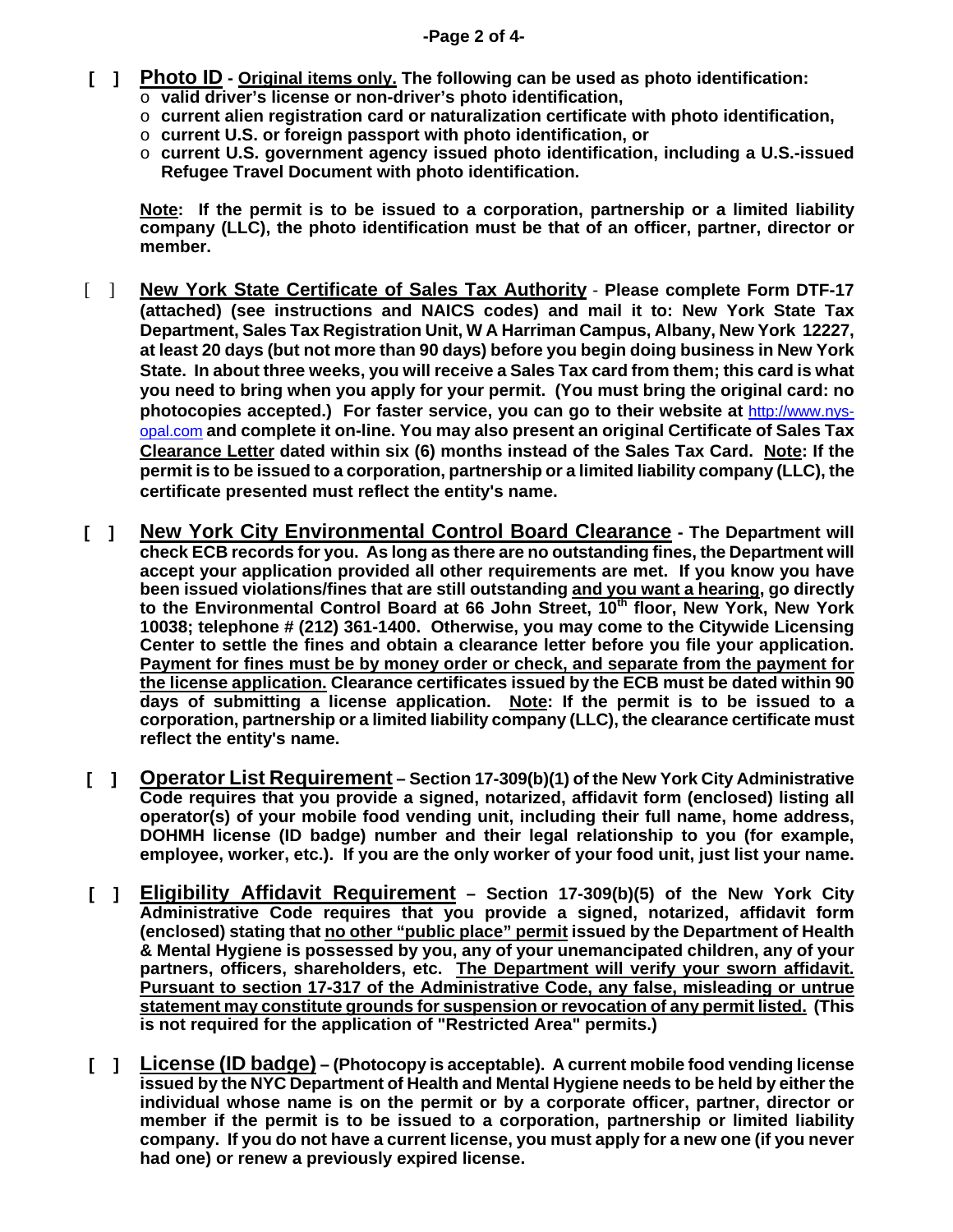- [ ] **Photo ID** - **Original items only. The following can be used as photo identification:**
  - **valid driver's license or non-driver's photo identification,**
  - **current alien registration card or naturalization certificate with photo identification,**
  - **current U.S. or foreign passport with photo identification, or**
  - **current U.S. government agency issued photo identification, including a U.S.-issued Refugee Travel Document with photo identification.**

  **Note: If the permit is to be issued to a corporation, partnership or a limited liability company (LLC), the photo identification must be that of an officer, partner, director or member.**

- [ ] **New York State Certificate of Sales Tax Authority** - **Please complete Form DTF-17 (attached) (see instructions and NAICS codes) and mail it to: New York State Tax Department, Sales Tax Registration Unit, W A Harriman Campus, Albany, New York 12227, at least 20 days (but not more than 90 days) before you begin doing business in New York State. In about three weeks, you will receive a Sales Tax card from them; this card is what you need to bring when you apply for your permit. (You must bring the original card: no photocopies accepted.) For faster service, you can go to their website at** http://www.nys-opal.com **and complete it on-line. You may also present an original Certificate of Sales Tax Clearance Letter dated within six (6) months instead of the Sales Tax Card. Note: If the permit is to be issued to a corporation, partnership or a limited liability company (LLC), the certificate presented must reflect the entity's name.**

- [ ] **New York City Environmental Control Board Clearance** - **The Department will check ECB records for you. As long as there are no outstanding fines, the Department will accept your application provided all other requirements are met. If you know you have been issued violations/fines that are still outstanding and you want a hearing, go directly to the Environmental Control Board at 66 John Street, 10th floor, New York, New York 10038; telephone # (212) 361-1400. Otherwise, you may come to the Citywide Licensing Center to settle the fines and obtain a clearance letter before you file your application. Payment for fines must be by money order or check, and separate from the payment for the license application. Clearance certificates issued by the ECB must be dated within 90 days of submitting a license application. Note: If the permit is to be issued to a corporation, partnership or a limited liability company (LLC), the clearance certificate must reflect the entity's name.**

- [ ] **Operator List Requirement** – **Section 17-309(b)(1) of the New York City Administrative Code requires that you provide a signed, notarized, affidavit form (enclosed) listing all operator(s) of your mobile food vending unit, including their full name, home address, DOHMH license (ID badge) number and their legal relationship to you (for example, employee, worker, etc.). If you are the only worker of your food unit, just list your name.**

- [ ] **Eligibility Affidavit Requirement** – **Section 17-309(b)(5) of the New York City Administrative Code requires that you provide a signed, notarized, affidavit form (enclosed) stating that no other "public place" permit issued by the Department of Health & Mental Hygiene is possessed by you, any of your unemancipated children, any of your partners, officers, shareholders, etc. The Department will verify your sworn affidavit. Pursuant to section 17-317 of the Administrative Code, any false, misleading or untrue statement may constitute grounds for suspension or revocation of any permit listed. (This is not required for the application of "Restricted Area" permits.)**

- [ ] **License (ID badge)** – **(Photocopy is acceptable). A current mobile food vending license issued by the NYC Department of Health and Mental Hygiene needs to be held by either the individual whose name is on the permit or by a corporate officer, partner, director or member if the permit is to be issued to a corporation, partnership or limited liability company. If you do not have a current license, you must apply for a new one (if you never had one) or renew a previously expired license.**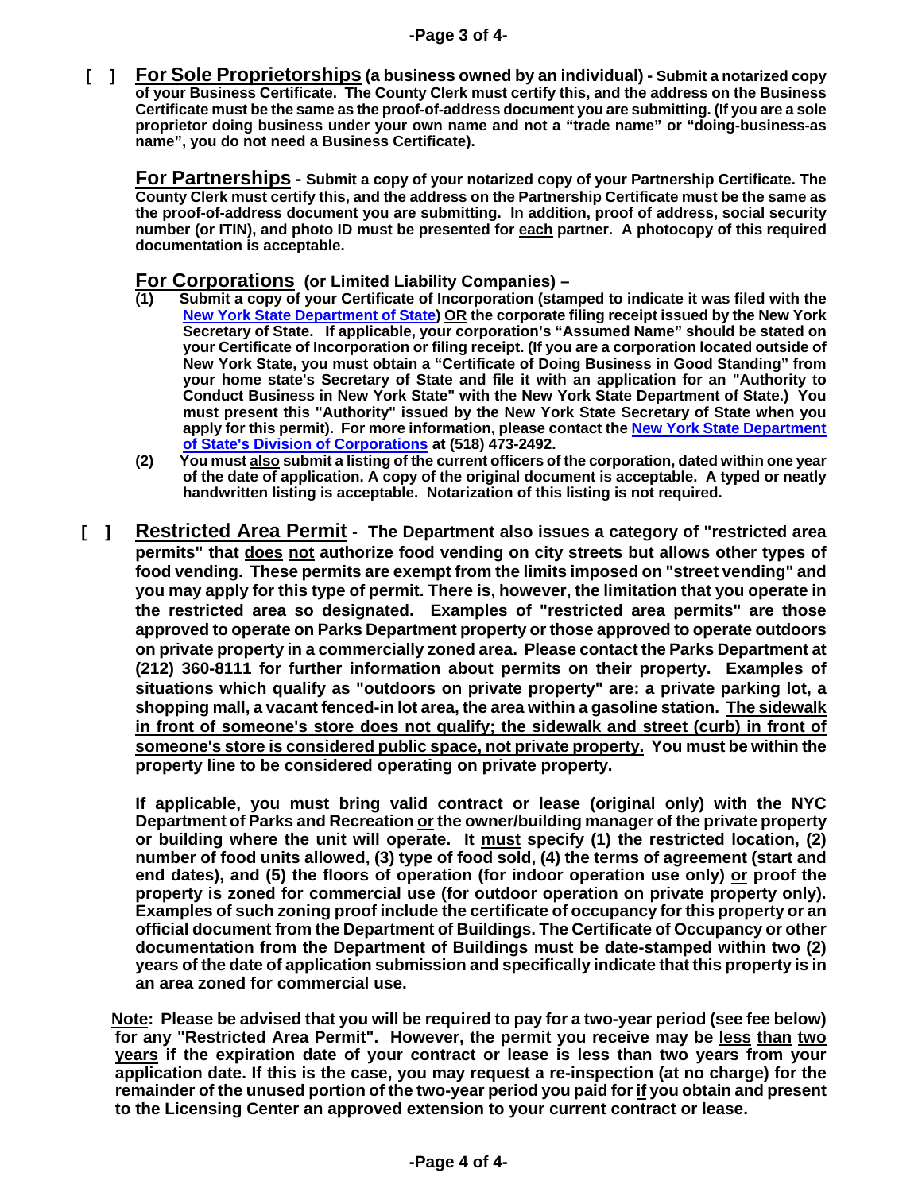**[ ] For Sole Proprietorships (a business owned by an individual) - Submit a notarized copy of your Business Certificate. The County Clerk must certify this, and the address on the Business Certificate must be the same as the proof-of-address document you are submitting. (If you are a sole proprietor doing business under your own name and not a "trade name" or "doing-business-as name", you do not need a Business Certificate).**

**For Partnerships - Submit a copy of your notarized copy of your Partnership Certificate. The County Clerk must certify this, and the address on the Partnership Certificate must be the same as the proof-of-address document you are submitting. In addition, proof of address, social security number (or ITIN), and photo ID must be presented for each partner. A photocopy of this required documentation is acceptable.**

**For Corporations (or Limited Liability Companies) –**

**(1) Submit a copy of your Certificate of Incorporation (stamped to indicate it was filed with the New York State Department of State) OR the corporate filing receipt issued by the New York Secretary of State. If applicable, your corporation's "Assumed Name" should be stated on your Certificate of Incorporation or filing receipt. (If you are a corporation located outside of New York State, you must obtain a "Certificate of Doing Business in Good Standing" from your home state's Secretary of State and file it with an application for an "Authority to Conduct Business in New York State" with the New York State Department of State.) You must present this "Authority" issued by the New York State Secretary of State when you apply for this permit). For more information, please contact the New York State Department of State's Division of Corporations at (518) 473-2492.**

**(2) You must also submit a listing of the current officers of the corporation, dated within one year of the date of application. A copy of the original document is acceptable. A typed or neatly handwritten listing is acceptable. Notarization of this listing is not required.**

**[ ] Restricted Area Permit - The Department also issues a category of "restricted area permits" that does not authorize food vending on city streets but allows other types of food vending. These permits are exempt from the limits imposed on "street vending" and you may apply for this type of permit. There is, however, the limitation that you operate in the restricted area so designated. Examples of "restricted area permits" are those approved to operate on Parks Department property or those approved to operate outdoors on private property in a commercially zoned area. Please contact the Parks Department at (212) 360-8111 for further information about permits on their property. Examples of situations which qualify as "outdoors on private property" are: a private parking lot, a shopping mall, a vacant fenced-in lot area, the area within a gasoline station. The sidewalk in front of someone's store does not qualify; the sidewalk and street (curb) in front of someone's store is considered public space, not private property. You must be within the property line to be considered operating on private property.**

**If applicable, you must bring valid contract or lease (original only) with the NYC Department of Parks and Recreation or the owner/building manager of the private property or building where the unit will operate. It must specify (1) the restricted location, (2) number of food units allowed, (3) type of food sold, (4) the terms of agreement (start and end dates), and (5) the floors of operation (for indoor operation use only) or proof the property is zoned for commercial use (for outdoor operation on private property only). Examples of such zoning proof include the certificate of occupancy for this property or an official document from the Department of Buildings. The Certificate of Occupancy or other documentation from the Department of Buildings must be date-stamped within two (2) years of the date of application submission and specifically indicate that this property is in an area zoned for commercial use.**

**Note: Please be advised that you will be required to pay for a two-year period (see fee below) for any "Restricted Area Permit". However, the permit you receive may be less than two years if the expiration date of your contract or lease is less than two years from your application date. If this is the case, you may request a re-inspection (at no charge) for the remainder of the unused portion of the two-year period you paid for if you obtain and present to the Licensing Center an approved extension to your current contract or lease.**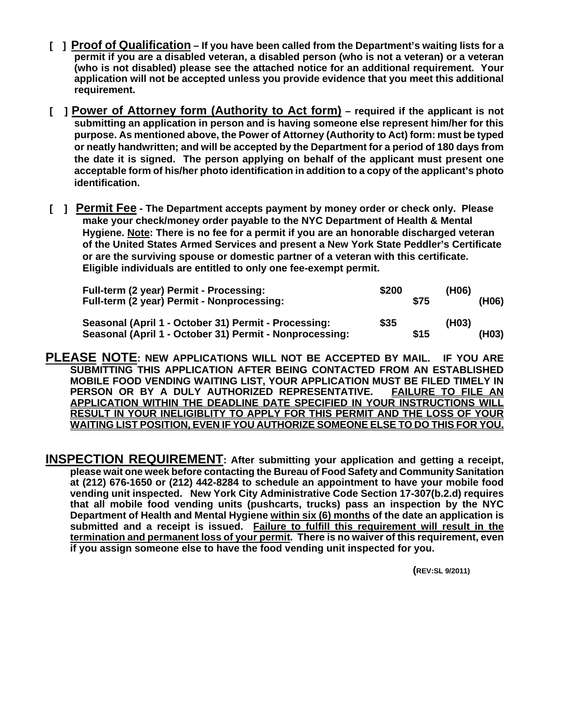[ ] **Proof of Qualification** – **If you have been called from the Department's waiting lists for a permit if you are a disabled veteran, a disabled person (who is not a veteran) or a veteran (who is not disabled) please see the attached notice for an additional requirement. Your application will not be accepted unless you provide evidence that you meet this additional requirement.**

[ ] **Power of Attorney form (Authority to Act form)** – **required if the applicant is not submitting an application in person and is having someone else represent him/her for this purpose. As mentioned above, the Power of Attorney (Authority to Act) form: must be typed or neatly handwritten; and will be accepted by the Department for a period of 180 days from the date it is signed. The person applying on behalf of the applicant must present one acceptable form of his/her photo identification in addition to a copy of the applicant's photo identification.**

[ ] **Permit Fee** - **The Department accepts payment by money order or check only. Please make your check/money order payable to the NYC Department of Health & Mental Hygiene. Note: There is no fee for a permit if you are an honorable discharged veteran of the United States Armed Services and present a New York State Peddler's Certificate or are the surviving spouse or domestic partner of a veteran with this certificate. Eligible individuals are entitled to only one fee-exempt permit.**

| | | | | |
|---|---|---|---|---|
| **Full-term (2 year) Permit - Processing:** | **$200** | | **(H06)** | |
| **Full-term (2 year) Permit - Nonprocessing:** | | **$75** | | **(H06)** |
| **Seasonal (April 1 - October 31) Permit - Processing:** | **$35** | | **(H03)** | |
| **Seasonal (April 1 - October 31) Permit - Nonprocessing:** | | **$15** | | **(H03)** |

**PLEASE NOTE: NEW APPLICATIONS WILL NOT BE ACCEPTED BY MAIL. IF YOU ARE SUBMITTING THIS APPLICATION AFTER BEING CONTACTED FROM AN ESTABLISHED MOBILE FOOD VENDING WAITING LIST, YOUR APPLICATION MUST BE FILED TIMELY IN PERSON OR BY A DULY AUTHORIZED REPRESENTATIVE. FAILURE TO FILE AN APPLICATION WITHIN THE DEADLINE DATE SPECIFIED IN YOUR INSTRUCTIONS WILL RESULT IN YOUR INELIGIBLITY TO APPLY FOR THIS PERMIT AND THE LOSS OF YOUR WAITING LIST POSITION, EVEN IF YOU AUTHORIZE SOMEONE ELSE TO DO THIS FOR YOU.**

**INSPECTION REQUIREMENT: After submitting your application and getting a receipt, please wait one week before contacting the Bureau of Food Safety and Community Sanitation at (212) 676-1650 or (212) 442-8284 to schedule an appointment to have your mobile food vending unit inspected. New York City Administrative Code Section 17-307(b.2.d) requires that all mobile food vending units (pushcarts, trucks) pass an inspection by the NYC Department of Health and Mental Hygiene within six (6) months of the date an application is submitted and a receipt is issued. Failure to fulfill this requirement will result in the termination and permanent loss of your permit. There is no waiver of this requirement, even if you assign someone else to have the food vending unit inspected for you.**

**(REV:SL 9/2011)**